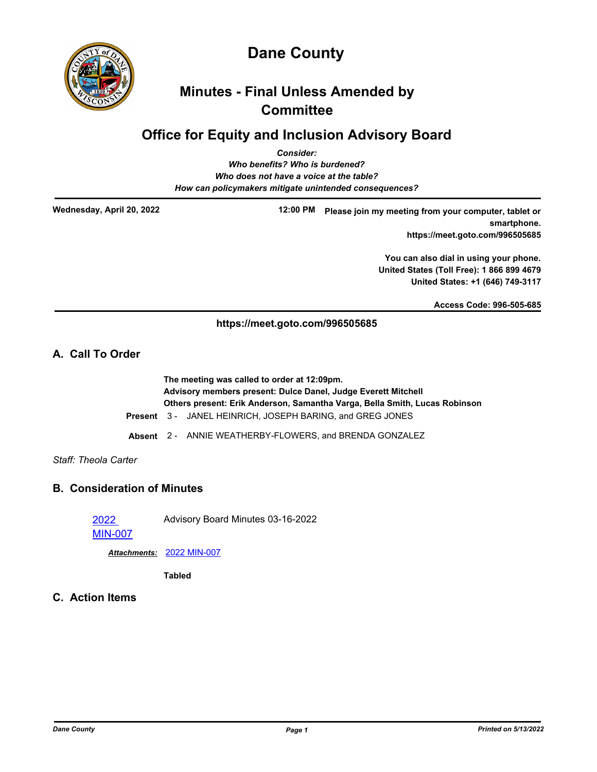# Dane County

## Minutes - Final Unless Amended by Committee

## Office for Equity and Inclusion Advisory Board

*Consider:*
*Who benefits? Who is burdened?*
*Who does not have a voice at the table?*
*How can policymakers mitigate unintended consequences?*

**Wednesday, April 20, 2022** **12:00 PM** **Please join my meeting from your computer, tablet or smartphone. https://meet.goto.com/996505685**

**You can also dial in using your phone.**
**United States (Toll Free): 1 866 899 4679**
**United States: +1 (646) 749-3117**

**Access Code: 996-505-685**

**https://meet.goto.com/996505685**

## A. Call To Order

**The meeting was called to order at 12:09pm.**
**Advisory members present: Dulce Danel, Judge Everett Mitchell**
**Others present: Erik Anderson, Samantha Varga, Bella Smith, Lucas Robinson**

**Present** 3 - JANEL HEINRICH, JOSEPH BARING, and GREG JONES

**Absent** 2 - ANNIE WEATHERBY-FLOWERS, and BRENDA GONZALEZ

*Staff: Theola Carter*

## B. Consideration of Minutes

2022 MIN-007 Advisory Board Minutes 03-16-2022

***Attachments:*** 2022 MIN-007

**Tabled**

## C. Action Items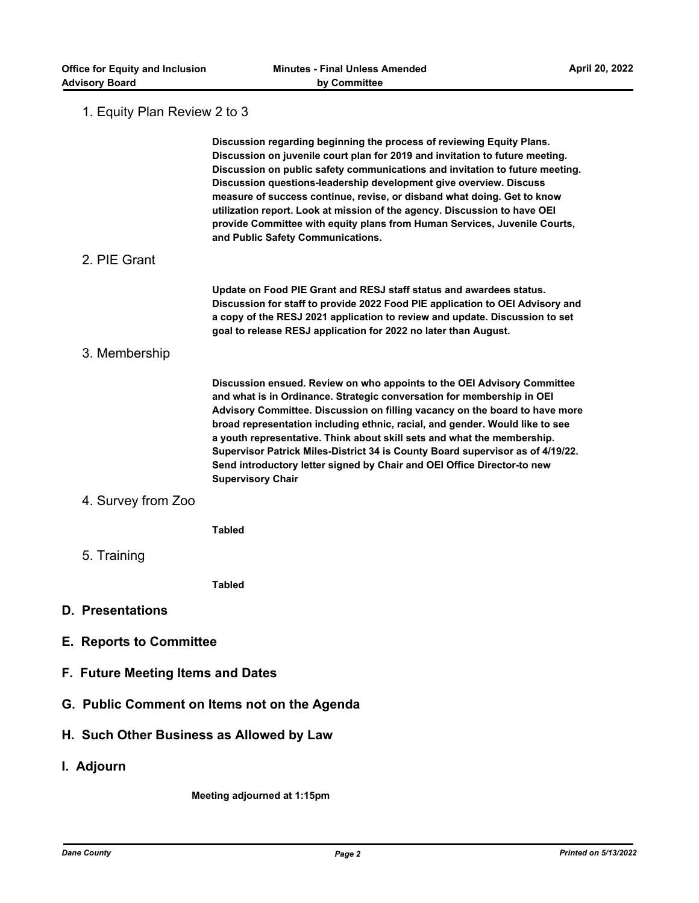1. Equity Plan Review 2 to 3

**Discussion regarding beginning the process of reviewing Equity Plans. Discussion on juvenile court plan for 2019 and invitation to future meeting. Discussion on public safety communications and invitation to future meeting. Discussion questions-leadership development give overview. Discuss measure of success continue, revise, or disband what doing. Get to know utilization report. Look at mission of the agency. Discussion to have OEI provide Committee with equity plans from Human Services, Juvenile Courts, and Public Safety Communications.**

2. PIE Grant

**Update on Food PIE Grant and RESJ staff status and awardees status. Discussion for staff to provide 2022 Food PIE application to OEI Advisory and a copy of the RESJ 2021 application to review and update. Discussion to set goal to release RESJ application for 2022 no later than August.**

3. Membership

**Discussion ensued. Review on who appoints to the OEI Advisory Committee and what is in Ordinance. Strategic conversation for membership in OEI Advisory Committee. Discussion on filling vacancy on the board to have more broad representation including ethnic, racial, and gender. Would like to see a youth representative. Think about skill sets and what the membership. Supervisor Patrick Miles-District 34 is County Board supervisor as of 4/19/22. Send introductory letter signed by Chair and OEI Office Director-to new Supervisory Chair**

4. Survey from Zoo

**Tabled**

5. Training

**Tabled**

## D. Presentations

## E. Reports to Committee

## F. Future Meeting Items and Dates

## G. Public Comment on Items not on the Agenda

## H. Such Other Business as Allowed by Law

## I. Adjourn

**Meeting adjourned at 1:15pm**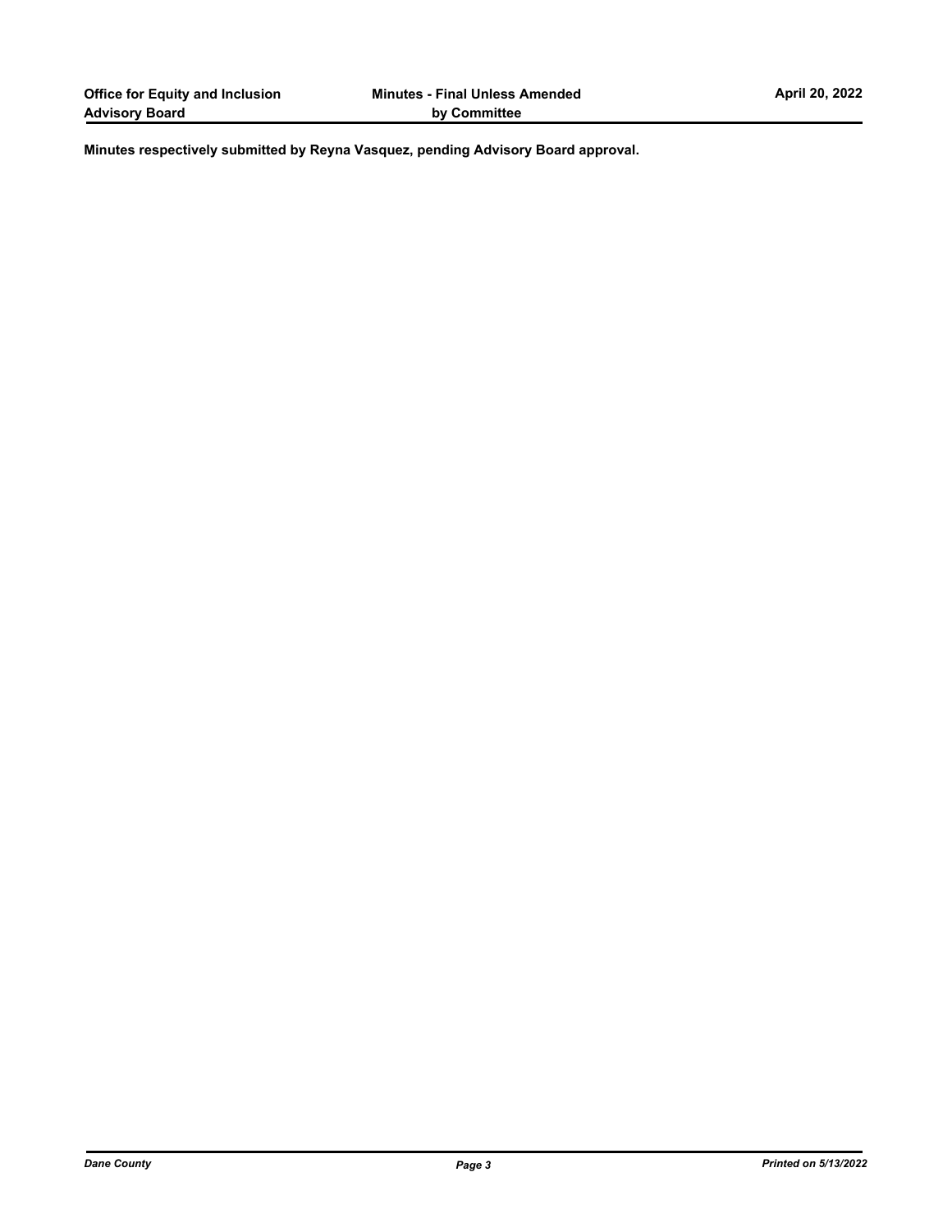**Minutes respectively submitted by Reyna Vasquez, pending Advisory Board approval.**